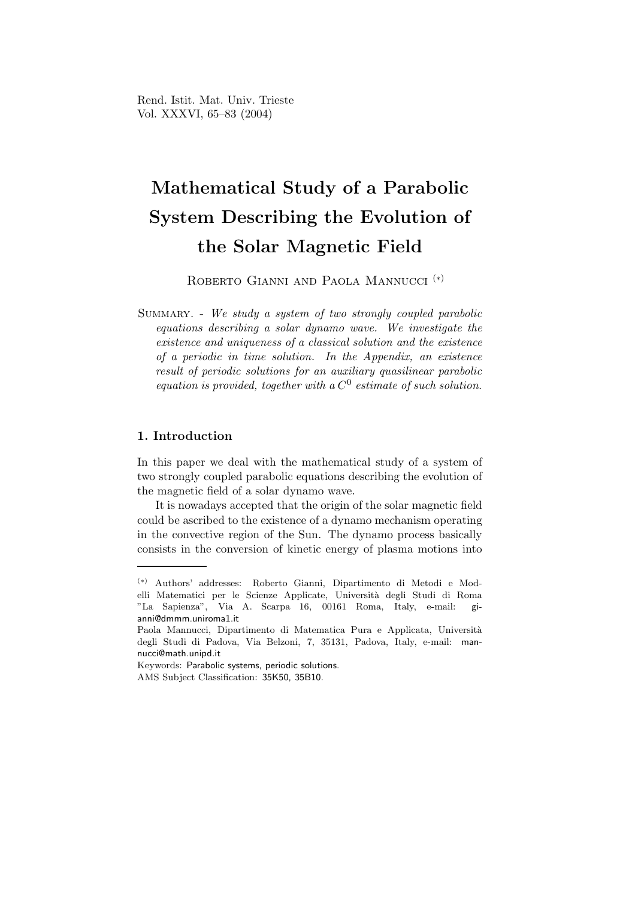# Mathematical Study of a Parabolic System Describing the Evolution of the Solar Magnetic Field

Roberto Gianni and Paola Mannucci (*)

Summary. - *We study a system of two strongly coupled parabolic equations describing a solar dynamo wave. We investigate the existence and uniqueness of a classical solution and the existence of a periodic in time solution. In the Appendix, an existence result of periodic solutions for an auxiliary quasilinear parabolic equation is provided, together with a $C^0$ estimate of such solution.*

## 1. Introduction

In this paper we deal with the mathematical study of a system of two strongly coupled parabolic equations describing the evolution of the magnetic field of a solar dynamo wave.

It is nowadays accepted that the origin of the solar magnetic field could be ascribed to the existence of a dynamo mechanism operating in the convective region of the Sun. The dynamo process basically consists in the conversion of kinetic energy of plasma motions into

---

(*) Authors' addresses: Roberto Gianni, Dipartimento di Metodi e Modelli Matematici per le Scienze Applicate, Università degli Studi di Roma "La Sapienza", Via A. Scarpa 16, 00161 Roma, Italy, e-mail: gianni@dmmm.uniroma1.it

Paola Mannucci, Dipartimento di Matematica Pura e Applicata, Università degli Studi di Padova, Via Belzoni, 7, 35131, Padova, Italy, e-mail: mannucci@math.unipd.it

Keywords: Parabolic systems, periodic solutions.

AMS Subject Classification: 35K50, 35B10.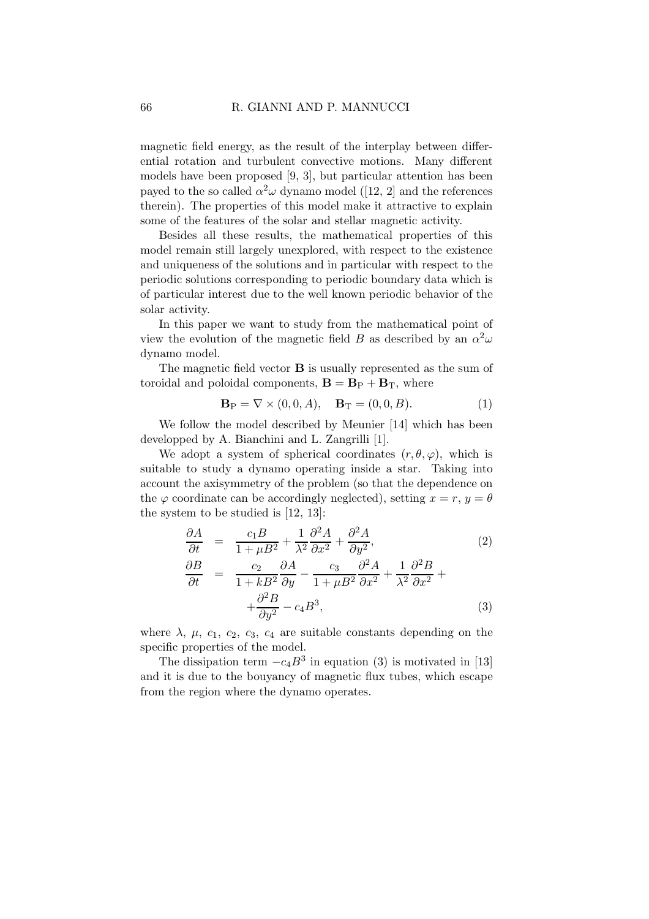magnetic field energy, as the result of the interplay between differential rotation and turbulent convective motions. Many different models have been proposed [9, 3], but particular attention has been payed to the so called $\alpha^2\omega$ dynamo model ([12, 2] and the references therein). The properties of this model make it attractive to explain some of the features of the solar and stellar magnetic activity.

Besides all these results, the mathematical properties of this model remain still largely unexplored, with respect to the existence and uniqueness of the solutions and in particular with respect to the periodic solutions corresponding to periodic boundary data which is of particular interest due to the well known periodic behavior of the solar activity.

In this paper we want to study from the mathematical point of view the evolution of the magnetic field $B$ as described by an $\alpha^2\omega$ dynamo model.

The magnetic field vector $\mathbf{B}$ is usually represented as the sum of toroidal and poloidal components, $\mathbf{B} = \mathbf{B}_{\mathrm{P}} + \mathbf{B}_{\mathrm{T}}$, where

$$\mathbf{B}_{\mathrm{P}} = \nabla \times (0, 0, A), \quad \mathbf{B}_{\mathrm{T}} = (0, 0, B). \tag{1}$$

We follow the model described by Meunier [14] which has been developped by A. Bianchini and L. Zangrilli [1].

We adopt a system of spherical coordinates $(r, \theta, \varphi)$, which is suitable to study a dynamo operating inside a star. Taking into account the axisymmetry of the problem (so that the dependence on the $\varphi$ coordinate can be accordingly neglected), setting $x = r$, $y = \theta$ the system to be studied is [12, 13]:

$$\frac{\partial A}{\partial t} = \frac{c_1 B}{1 + \mu B^2} + \frac{1}{\lambda^2}\frac{\partial^2 A}{\partial x^2} + \frac{\partial^2 A}{\partial y^2}, \tag{2}$$

$$\frac{\partial B}{\partial t} = \frac{c_2}{1 + kB^2}\frac{\partial A}{\partial y} - \frac{c_3}{1 + \mu B^2}\frac{\partial^2 A}{\partial x^2} + \frac{1}{\lambda^2}\frac{\partial^2 B}{\partial x^2} + \frac{\partial^2 B}{\partial y^2} - c_4 B^3, \tag{3}$$

where $\lambda$, $\mu$, $c_1$, $c_2$, $c_3$, $c_4$ are suitable constants depending on the specific properties of the model.

The dissipation term $-c_4 B^3$ in equation (3) is motivated in [13] and it is due to the bouyancy of magnetic flux tubes, which escape from the region where the dynamo operates.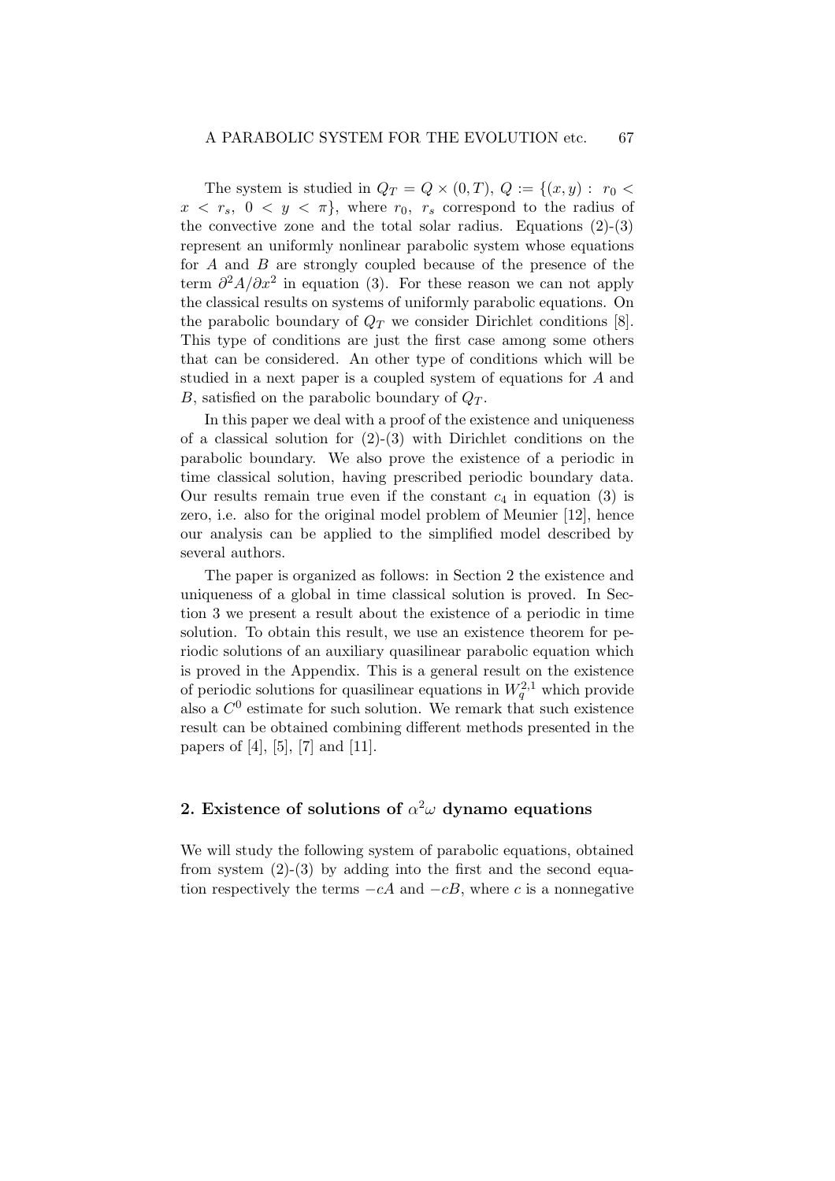The system is studied in $Q_T = Q \times (0,T)$, $Q := \{(x,y) : \; r_0 < x < r_s, \; 0 < y < \pi\}$, where $r_0$, $r_s$ correspond to the radius of the convective zone and the total solar radius. Equations (2)-(3) represent an uniformly nonlinear parabolic system whose equations for $A$ and $B$ are strongly coupled because of the presence of the term $\partial^2 A/\partial x^2$ in equation (3). For these reason we can not apply the classical results on systems of uniformly parabolic equations. On the parabolic boundary of $Q_T$ we consider Dirichlet conditions [8]. This type of conditions are just the first case among some others that can be considered. An other type of conditions which will be studied in a next paper is a coupled system of equations for $A$ and $B$, satisfied on the parabolic boundary of $Q_T$.

In this paper we deal with a proof of the existence and uniqueness of a classical solution for (2)-(3) with Dirichlet conditions on the parabolic boundary. We also prove the existence of a periodic in time classical solution, having prescribed periodic boundary data. Our results remain true even if the constant $c_4$ in equation (3) is zero, i.e. also for the original model problem of Meunier [12], hence our analysis can be applied to the simplified model described by several authors.

The paper is organized as follows: in Section 2 the existence and uniqueness of a global in time classical solution is proved. In Section 3 we present a result about the existence of a periodic in time solution. To obtain this result, we use an existence theorem for periodic solutions of an auxiliary quasilinear parabolic equation which is proved in the Appendix. This is a general result on the existence of periodic solutions for quasilinear equations in $W_q^{2,1}$ which provide also a $C^0$ estimate for such solution. We remark that such existence result can be obtained combining different methods presented in the papers of [4], [5], [7] and [11].

## 2. Existence of solutions of $\alpha^2\omega$ dynamo equations

We will study the following system of parabolic equations, obtained from system (2)-(3) by adding into the first and the second equation respectively the terms $-cA$ and $-cB$, where $c$ is a nonnegative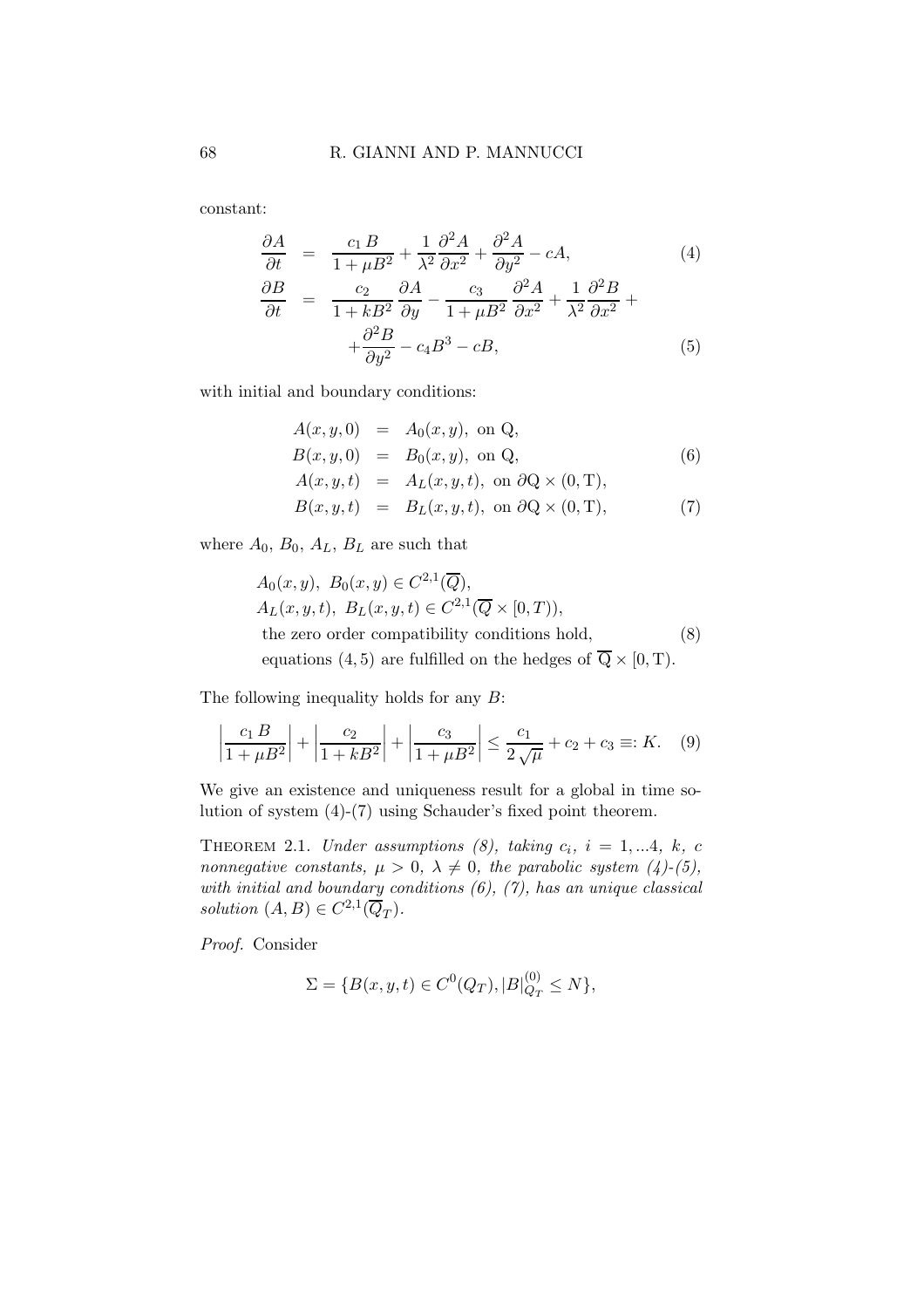constant:

$$\frac{\partial A}{\partial t} = \frac{c_1 B}{1+\mu B^2} + \frac{1}{\lambda^2}\frac{\partial^2 A}{\partial x^2} + \frac{\partial^2 A}{\partial y^2} - cA, \tag{4}$$

$$\frac{\partial B}{\partial t} = \frac{c_2}{1+kB^2}\,\frac{\partial A}{\partial y} - \frac{c_3}{1+\mu B^2}\,\frac{\partial^2 A}{\partial x^2} + \frac{1}{\lambda^2}\frac{\partial^2 B}{\partial x^2} + \frac{\partial^2 B}{\partial y^2} - c_4 B^3 - cB, \tag{5}$$

with initial and boundary conditions:

$$\begin{aligned} A(x,y,0) &= A_0(x,y), \text{ on Q},\\ B(x,y,0) &= B_0(x,y), \text{ on Q}, \end{aligned} \tag{6}$$

$$\begin{aligned} A(x,y,t) &= A_L(x,y,t), \text{ on } \partial\mathrm{Q}\times(0,\mathrm{T}),\\ B(x,y,t) &= B_L(x,y,t), \text{ on } \partial\mathrm{Q}\times(0,\mathrm{T}), \end{aligned} \tag{7}$$

where $A_0$, $B_0$, $A_L$, $B_L$ are such that

$$\begin{aligned} &A_0(x,y),\ B_0(x,y) \in C^{2,1}(\overline{Q}),\\ &A_L(x,y,t),\ B_L(x,y,t) \in C^{2,1}(\overline{Q}\times[0,T)),\\ &\text{the zero order compatibility conditions hold,}\\ &\text{equations } (4,5) \text{ are fulfilled on the hedges of } \overline{\mathrm{Q}}\times[0,\mathrm{T}). \end{aligned} \tag{8}$$

The following inequality holds for any $B$:

$$\left|\frac{c_1 B}{1+\mu B^2}\right| + \left|\frac{c_2}{1+kB^2}\right| + \left|\frac{c_3}{1+\mu B^2}\right| \le \frac{c_1}{2\sqrt{\mu}} + c_2 + c_3 \equiv: K. \tag{9}$$

We give an existence and uniqueness result for a global in time solution of system (4)-(7) using Schauder's fixed point theorem.

**Theorem 2.1.** *Under assumptions (8), taking $c_i$, $i = 1,...4$, $k$, $c$ nonnegative constants, $\mu > 0$, $\lambda \neq 0$, the parabolic system (4)-(5), with initial and boundary conditions (6), (7), has an unique classical solution $(A,B) \in C^{2,1}(\overline{Q}_T)$.*

*Proof.* Consider

$$\Sigma = \{B(x,y,t) \in C^0(Q_T), |B|^{(0)}_{Q_T} \le N\},$$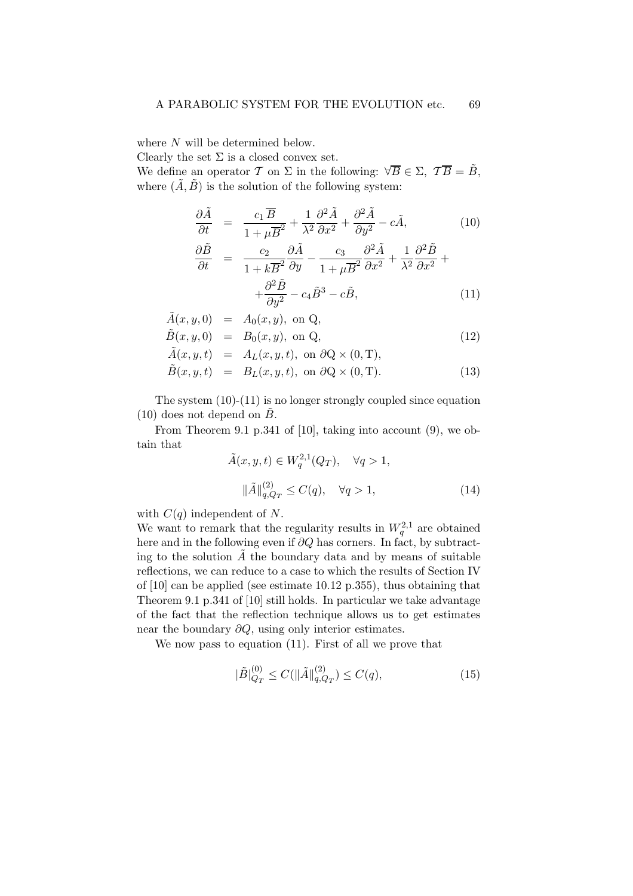where $N$ will be determined below.

Clearly the set $\Sigma$ is a closed convex set.

We define an operator $\mathcal{T}$ on $\Sigma$ in the following: $\forall \overline{B} \in \Sigma,\ \mathcal{T}\overline{B} = \tilde{B}$, where $(\tilde{A}, \tilde{B})$ is the solution of the following system:

$$
\begin{aligned}
\frac{\partial \tilde{A}}{\partial t} &= \frac{c_1\,\overline{B}}{1+\mu\overline{B}^2} + \frac{1}{\lambda^2}\frac{\partial^2 \tilde{A}}{\partial x^2} + \frac{\partial^2 \tilde{A}}{\partial y^2} - c\tilde{A}, &(10)\\
\frac{\partial \tilde{B}}{\partial t} &= \frac{c_2}{1+k\overline{B}^2}\frac{\partial \tilde{A}}{\partial y} - \frac{c_3}{1+\mu\overline{B}^2}\frac{\partial^2 \tilde{A}}{\partial x^2} + \frac{1}{\lambda^2}\frac{\partial^2 \tilde{B}}{\partial x^2} + \\
&\qquad + \frac{\partial^2 \tilde{B}}{\partial y^2} - c_4\tilde{B}^3 - c\tilde{B}, &(11)
\end{aligned}
$$

$$
\begin{aligned}
\tilde{A}(x,y,0) &= A_0(x,y), \text{ on Q},\\
\tilde{B}(x,y,0) &= B_0(x,y), \text{ on Q}, &(12)\\
\tilde{A}(x,y,t) &= A_L(x,y,t), \text{ on } \partial\text{Q}\times(0,\text{T}),\\
\tilde{B}(x,y,t) &= B_L(x,y,t), \text{ on } \partial\text{Q}\times(0,\text{T}). &(13)
\end{aligned}
$$

The system (10)-(11) is no longer strongly coupled since equation (10) does not depend on $\tilde{B}$.

From Theorem 9.1 p.341 of [10], taking into account (9), we obtain that

$$
\tilde{A}(x,y,t) \in W_q^{2,1}(Q_T), \quad \forall q > 1,
$$

$$
\|\tilde{A}\|_{q,Q_T}^{(2)} \le C(q), \quad \forall q > 1, \tag{14}
$$

with $C(q)$ independent of $N$.

We want to remark that the regularity results in $W_q^{2,1}$ are obtained here and in the following even if $\partial Q$ has corners. In fact, by subtracting to the solution $\tilde{A}$ the boundary data and by means of suitable reflections, we can reduce to a case to which the results of Section IV of [10] can be applied (see estimate 10.12 p.355), thus obtaining that Theorem 9.1 p.341 of [10] still holds. In particular we take advantage of the fact that the reflection technique allows us to get estimates near the boundary $\partial Q$, using only interior estimates.

We now pass to equation (11). First of all we prove that

$$
|\tilde{B}|_{Q_T}^{(0)} \le C(\|\tilde{A}\|_{q,Q_T}^{(2)}) \le C(q), \tag{15}
$$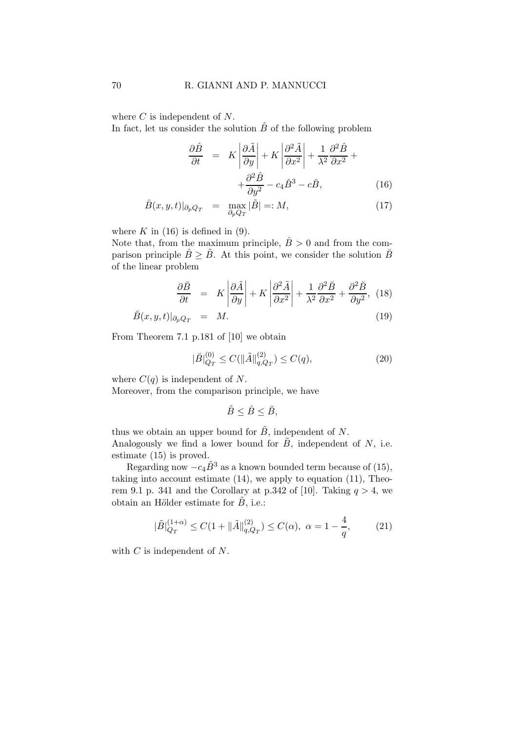where $C$ is independent of $N$.
In fact, let us consider the solution $\hat{B}$ of the following problem

$$\frac{\partial \hat{B}}{\partial t} = K\left|\frac{\partial \tilde{A}}{\partial y}\right| + K\left|\frac{\partial^2 \tilde{A}}{\partial x^2}\right| + \frac{1}{\lambda^2}\frac{\partial^2 \hat{B}}{\partial x^2} + \frac{\partial^2 \hat{B}}{\partial y^2} - c_4 \hat{B}^3 - c\hat{B}, \tag{16}$$

$$\hat{B}(x,y,t)|_{\partial_p Q_T} = \max_{\partial_p Q_T} |\tilde{B}| =: M, \tag{17}$$

where $K$ in (16) is defined in (9).
Note that, from the maximum principle, $\hat{B} > 0$ and from the comparison principle $\hat{B} \geq \tilde{B}$. At this point, we consider the solution $\breve{B}$ of the linear problem

$$\frac{\partial \breve{B}}{\partial t} = K\left|\frac{\partial \tilde{A}}{\partial y}\right| + K\left|\frac{\partial^2 \tilde{A}}{\partial x^2}\right| + \frac{1}{\lambda^2}\frac{\partial^2 \breve{B}}{\partial x^2} + \frac{\partial^2 \breve{B}}{\partial y^2}, \tag{18}$$

$$\breve{B}(x,y,t)|_{\partial_p Q_T} = M. \tag{19}$$

From Theorem 7.1 p.181 of [10] we obtain

$$|\breve{B}|^{(0)}_{Q_T} \leq C(\|\tilde{A}\|^{(2)}_{q,Q_T}) \leq C(q), \tag{20}$$

where $C(q)$ is independent of $N$.
Moreover, from the comparison principle, we have

$$\tilde{B} \leq \hat{B} \leq \breve{B},$$

thus we obtain an upper bound for $\tilde{B}$, independent of $N$.
Analogously we find a lower bound for $\tilde{B}$, independent of $N$, i.e. estimate (15) is proved.

Regarding now $-c_4\tilde{B}^3$ as a known bounded term because of (15), taking into account estimate (14), we apply to equation (11), Theorem 9.1 p. 341 and the Corollary at p.342 of [10]. Taking $q > 4$, we obtain an Hölder estimate for $\tilde{B}$, i.e.:

$$|\tilde{B}|^{(1+\alpha)}_{Q_T} \leq C(1 + \|\tilde{A}\|^{(2)}_{q,Q_T}) \leq C(\alpha), \ \alpha = 1 - \frac{4}{q}, \tag{21}$$

with $C$ is independent of $N$.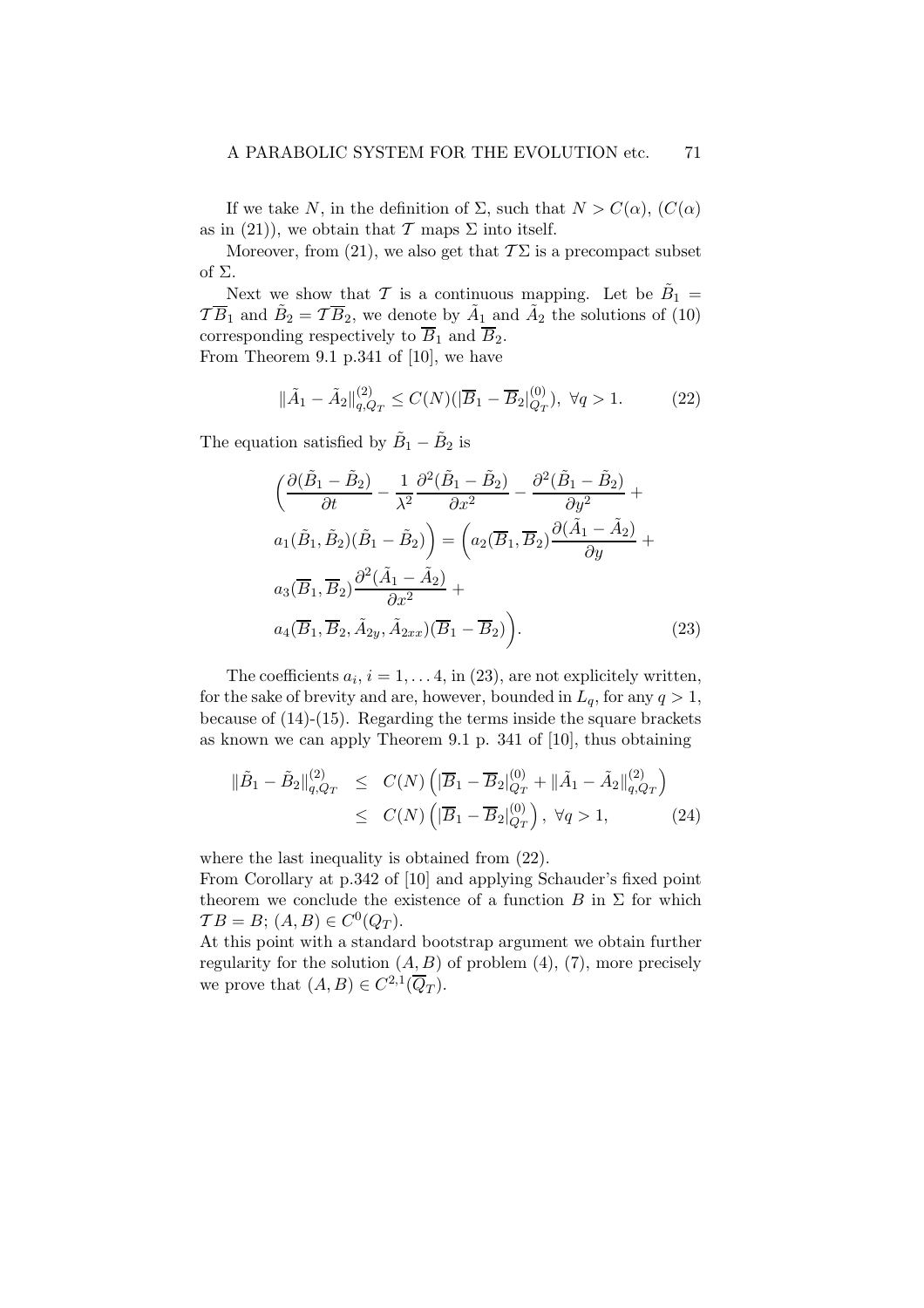If we take $N$, in the definition of $\Sigma$, such that $N > C(\alpha)$, ($C(\alpha)$ as in (21)), we obtain that $\mathcal{T}$ maps $\Sigma$ into itself.

Moreover, from (21), we also get that $\mathcal{T}\Sigma$ is a precompact subset of $\Sigma$.

Next we show that $\mathcal{T}$ is a continuous mapping. Let be $\tilde{B}_1 = \mathcal{T}\overline{B}_1$ and $\tilde{B}_2 = \mathcal{T}\overline{B}_2$, we denote by $\tilde{A}_1$ and $\tilde{A}_2$ the solutions of (10) corresponding respectively to $\overline{B}_1$ and $\overline{B}_2$.
From Theorem 9.1 p.341 of [10], we have

$$\|\tilde{A}_1 - \tilde{A}_2\|^{(2)}_{q,Q_T} \leq C(N)(|\overline{B}_1 - \overline{B}_2|^{(0)}_{Q_T}), \ \forall q > 1. \tag{22}$$

The equation satisfied by $\tilde{B}_1 - \tilde{B}_2$ is

$$\begin{aligned}
&\Big(\frac{\partial(\tilde{B}_1 - \tilde{B}_2)}{\partial t} - \frac{1}{\lambda^2}\frac{\partial^2(\tilde{B}_1 - \tilde{B}_2)}{\partial x^2} - \frac{\partial^2(\tilde{B}_1 - \tilde{B}_2)}{\partial y^2} + \\
&a_1(\tilde{B}_1, \tilde{B}_2)(\tilde{B}_1 - \tilde{B}_2)\Big) = \Big(a_2(\overline{B}_1, \overline{B}_2)\frac{\partial(\tilde{A}_1 - \tilde{A}_2)}{\partial y} + \\
&a_3(\overline{B}_1, \overline{B}_2)\frac{\partial^2(\tilde{A}_1 - \tilde{A}_2)}{\partial x^2} + \\
&a_4(\overline{B}_1, \overline{B}_2, \tilde{A}_{2y}, \tilde{A}_{2xx})(\overline{B}_1 - \overline{B}_2)\Big).
\end{aligned} \tag{23}$$

The coefficients $a_i$, $i = 1, \dots 4$, in (23), are not explicitely written, for the sake of brevity and are, however, bounded in $L_q$, for any $q > 1$, because of (14)-(15). Regarding the terms inside the square brackets as known we can apply Theorem 9.1 p. 341 of [10], thus obtaining

$$\begin{aligned}
\|\tilde{B}_1 - \tilde{B}_2\|^{(2)}_{q,Q_T} &\leq C(N)\left(|\overline{B}_1 - \overline{B}_2|^{(0)}_{Q_T} + \|\tilde{A}_1 - \tilde{A}_2\|^{(2)}_{q,Q_T}\right) \\
&\leq C(N)\left(|\overline{B}_1 - \overline{B}_2|^{(0)}_{Q_T}\right), \ \forall q > 1,
\end{aligned} \tag{24}$$

where the last inequality is obtained from (22).
From Corollary at p.342 of [10] and applying Schauder's fixed point theorem we conclude the existence of a function $B$ in $\Sigma$ for which $\mathcal{T}B = B$; $(A, B) \in C^0(Q_T)$.
At this point with a standard bootstrap argument we obtain further regularity for the solution $(A, B)$ of problem (4), (7), more precisely we prove that $(A, B) \in C^{2,1}(\overline{Q}_T)$.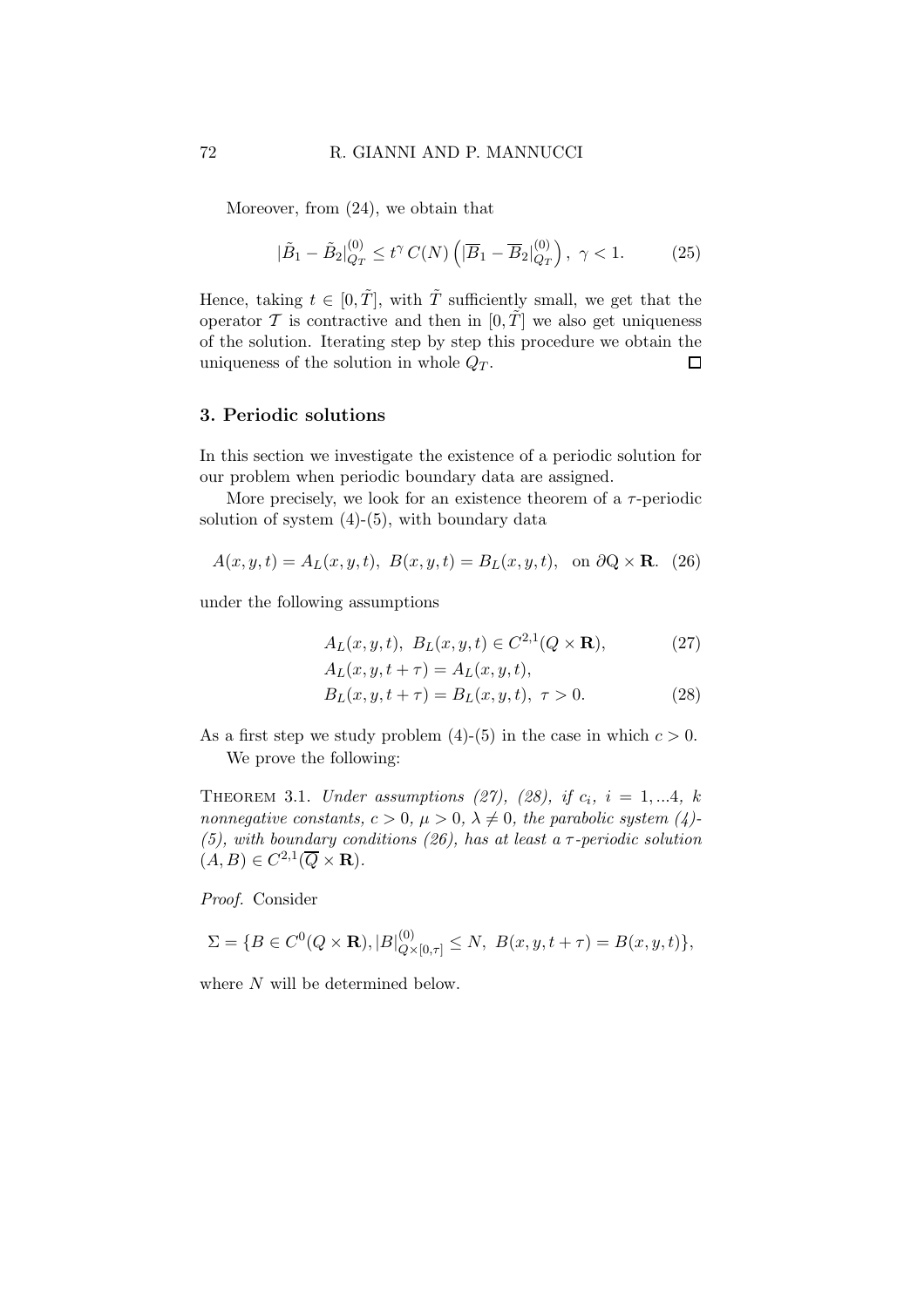Moreover, from (24), we obtain that

$$|\tilde{B}_1 - \tilde{B}_2|^{(0)}_{Q_T} \leq t^{\gamma}\, C(N) \left( |\overline{B}_1 - \overline{B}_2|^{(0)}_{Q_T} \right), \ \gamma < 1. \tag{25}$$

Hence, taking $t \in [0, \tilde{T}]$, with $\tilde{T}$ sufficiently small, we get that the operator $\mathcal{T}$ is contractive and then in $[0, \tilde{T}]$ we also get uniqueness of the solution. Iterating step by step this procedure we obtain the uniqueness of the solution in whole $Q_T$. □

## 3. Periodic solutions

In this section we investigate the existence of a periodic solution for our problem when periodic boundary data are assigned.

More precisely, we look for an existence theorem of a $\tau$-periodic solution of system (4)-(5), with boundary data

$$A(x, y, t) = A_L(x, y, t), \ B(x, y, t) = B_L(x, y, t), \quad \text{on } \partial Q \times \mathbf{R}. \tag{26}$$

under the following assumptions

$$A_L(x, y, t), \ B_L(x, y, t) \in C^{2,1}(Q \times \mathbf{R}), \tag{27}$$

$$A_L(x, y, t + \tau) = A_L(x, y, t),$$

$$B_L(x, y, t + \tau) = B_L(x, y, t), \ \tau > 0. \tag{28}$$

As a first step we study problem (4)-(5) in the case in which $c > 0$.

We prove the following:

Theorem 3.1. *Under assumptions (27), (28), if $c_i$, $i = 1, ...4$, $k$ nonnegative constants, $c > 0$, $\mu > 0$, $\lambda \neq 0$, the parabolic system (4)-(5), with boundary conditions (26), has at least a $\tau$-periodic solution $(A, B) \in C^{2,1}(\overline{Q} \times \mathbf{R})$.*

*Proof.* Consider

$$\Sigma = \{B \in C^0(Q \times \mathbf{R}), |B|^{(0)}_{Q \times [0,\tau]} \leq N, \ B(x, y, t + \tau) = B(x, y, t)\},$$

where $N$ will be determined below.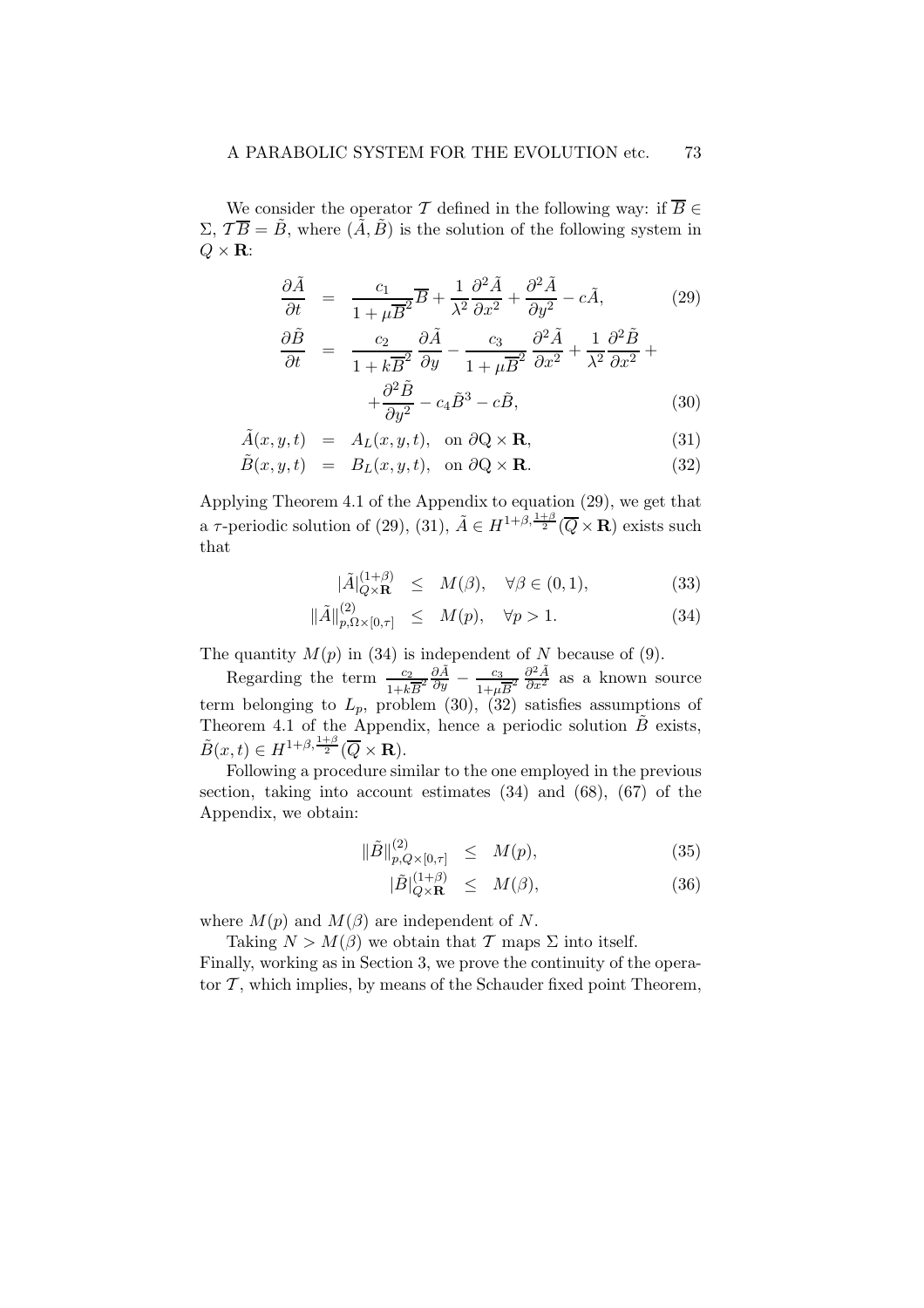We consider the operator $\mathcal{T}$ defined in the following way: if $\overline{B} \in \Sigma$, $\mathcal{T}\overline{B} = \tilde{B}$, where $(\tilde{A}, \tilde{B})$ is the solution of the following system in $Q \times \mathbf{R}$:

$$
\begin{aligned}
\frac{\partial \tilde{A}}{\partial t} &= \frac{c_1}{1+\mu\overline{B}^2}\overline{B} + \frac{1}{\lambda^2}\frac{\partial^2 \tilde{A}}{\partial x^2} + \frac{\partial^2 \tilde{A}}{\partial y^2} - c\tilde{A}, && (29)\\
\frac{\partial \tilde{B}}{\partial t} &= \frac{c_2}{1+k\overline{B}^2}\frac{\partial \tilde{A}}{\partial y} - \frac{c_3}{1+\mu\overline{B}^2}\frac{\partial^2 \tilde{A}}{\partial x^2} + \frac{1}{\lambda^2}\frac{\partial^2 \tilde{B}}{\partial x^2} + \\
&\quad + \frac{\partial^2 \tilde{B}}{\partial y^2} - c_4\tilde{B}^3 - c\tilde{B}, && (30)\\
\tilde{A}(x,y,t) &= A_L(x,y,t), \quad \text{on } \partial\mathrm{Q} \times \mathbf{R}, && (31)\\
\tilde{B}(x,y,t) &= B_L(x,y,t), \quad \text{on } \partial\mathrm{Q} \times \mathbf{R}. && (32)
\end{aligned}
$$

Applying Theorem 4.1 of the Appendix to equation (29), we get that a $\tau$-periodic solution of (29), (31), $\tilde{A} \in H^{1+\beta,\frac{1+\beta}{2}}(\overline{Q} \times \mathbf{R})$ exists such that

$$
\begin{aligned}
|\tilde{A}|^{(1+\beta)}_{Q\times\mathbf{R}} &\leq M(\beta), \quad \forall \beta \in (0,1), && (33)\\
\|\tilde{A}\|^{(2)}_{p,\Omega\times[0,\tau]} &\leq M(p), \quad \forall p > 1. && (34)
\end{aligned}
$$

The quantity $M(p)$ in (34) is independent of $N$ because of (9).

Regarding the term $\frac{c_2}{1+k\overline{B}^2}\frac{\partial \tilde{A}}{\partial y} - \frac{c_3}{1+\mu\overline{B}^2}\frac{\partial^2 \tilde{A}}{\partial x^2}$ as a known source term belonging to $L_p$, problem (30), (32) satisfies assumptions of Theorem 4.1 of the Appendix, hence a periodic solution $\tilde{B}$ exists, $\tilde{B}(x,t) \in H^{1+\beta,\frac{1+\beta}{2}}(\overline{Q} \times \mathbf{R})$.

Following a procedure similar to the one employed in the previous section, taking into account estimates (34) and (68), (67) of the Appendix, we obtain:

$$
\begin{aligned}
\|\tilde{B}\|^{(2)}_{p,Q\times[0,\tau]} &\leq M(p), && (35)\\
|\tilde{B}|^{(1+\beta)}_{Q\times\mathbf{R}} &\leq M(\beta), && (36)
\end{aligned}
$$

where $M(p)$ and $M(\beta)$ are independent of $N$.

Taking $N > M(\beta)$ we obtain that $\mathcal{T}$ maps $\Sigma$ into itself. Finally, working as in Section 3, we prove the continuity of the operator $\mathcal{T}$, which implies, by means of the Schauder fixed point Theorem,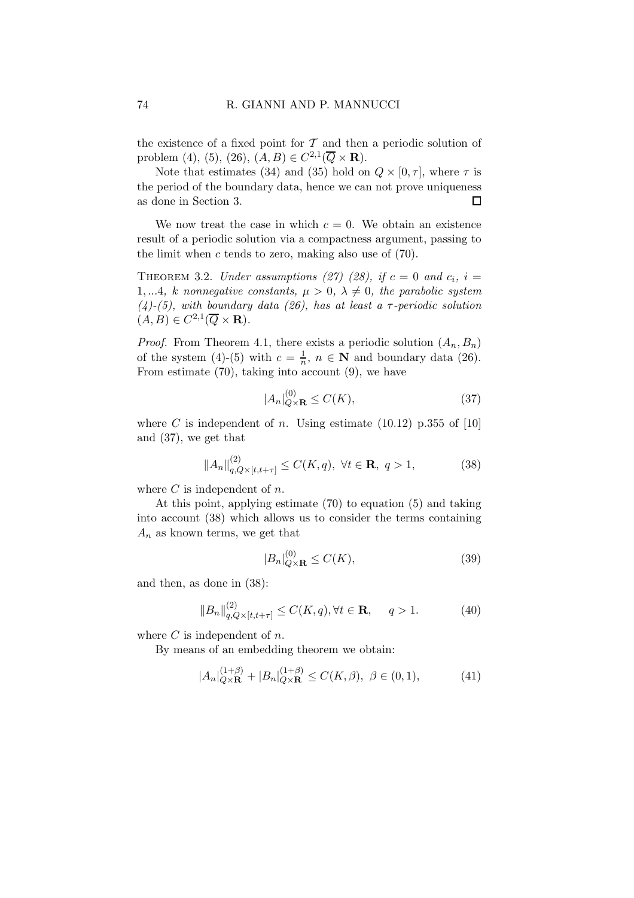the existence of a fixed point for $\mathcal{T}$ and then a periodic solution of problem (4), (5), (26), $(A, B) \in C^{2,1}(\overline{Q} \times \mathbf{R})$.

Note that estimates (34) and (35) hold on $Q \times [0, \tau]$, where $\tau$ is the period of the boundary data, hence we can not prove uniqueness as done in Section 3. $\square$

We now treat the case in which $c = 0$. We obtain an existence result of a periodic solution via a compactness argument, passing to the limit when $c$ tends to zero, making also use of (70).

THEOREM 3.2. *Under assumptions (27) (28), if $c = 0$ and $c_i$, $i = 1, ...4$, $k$ nonnegative constants, $\mu > 0$, $\lambda \neq 0$, the parabolic system (4)-(5), with boundary data (26), has at least a $\tau$-periodic solution $(A, B) \in C^{2,1}(\overline{Q} \times \mathbf{R})$.*

*Proof.* From Theorem 4.1, there exists a periodic solution $(A_n, B_n)$ of the system (4)-(5) with $c = \frac{1}{n}$, $n \in \mathbf{N}$ and boundary data (26). From estimate (70), taking into account (9), we have

$$|A_n|^{(0)}_{Q \times \mathbf{R}} \leq C(K), \tag{37}$$

where $C$ is independent of $n$. Using estimate (10.12) p.355 of [10] and (37), we get that

$$\|A_n\|^{(2)}_{q, Q \times [t, t+\tau]} \leq C(K, q), \ \forall t \in \mathbf{R}, \ q > 1, \tag{38}$$

where $C$ is independent of $n$.

At this point, applying estimate (70) to equation (5) and taking into account (38) which allows us to consider the terms containing $A_n$ as known terms, we get that

$$|B_n|^{(0)}_{Q \times \mathbf{R}} \leq C(K), \tag{39}$$

and then, as done in (38):

$$\|B_n\|^{(2)}_{q, Q \times [t, t+\tau]} \leq C(K, q), \forall t \in \mathbf{R}, \quad q > 1. \tag{40}$$

where $C$ is independent of $n$.

By means of an embedding theorem we obtain:

$$|A_n|^{(1+\beta)}_{Q \times \mathbf{R}} + |B_n|^{(1+\beta)}_{Q \times \mathbf{R}} \leq C(K, \beta), \ \beta \in (0, 1), \tag{41}$$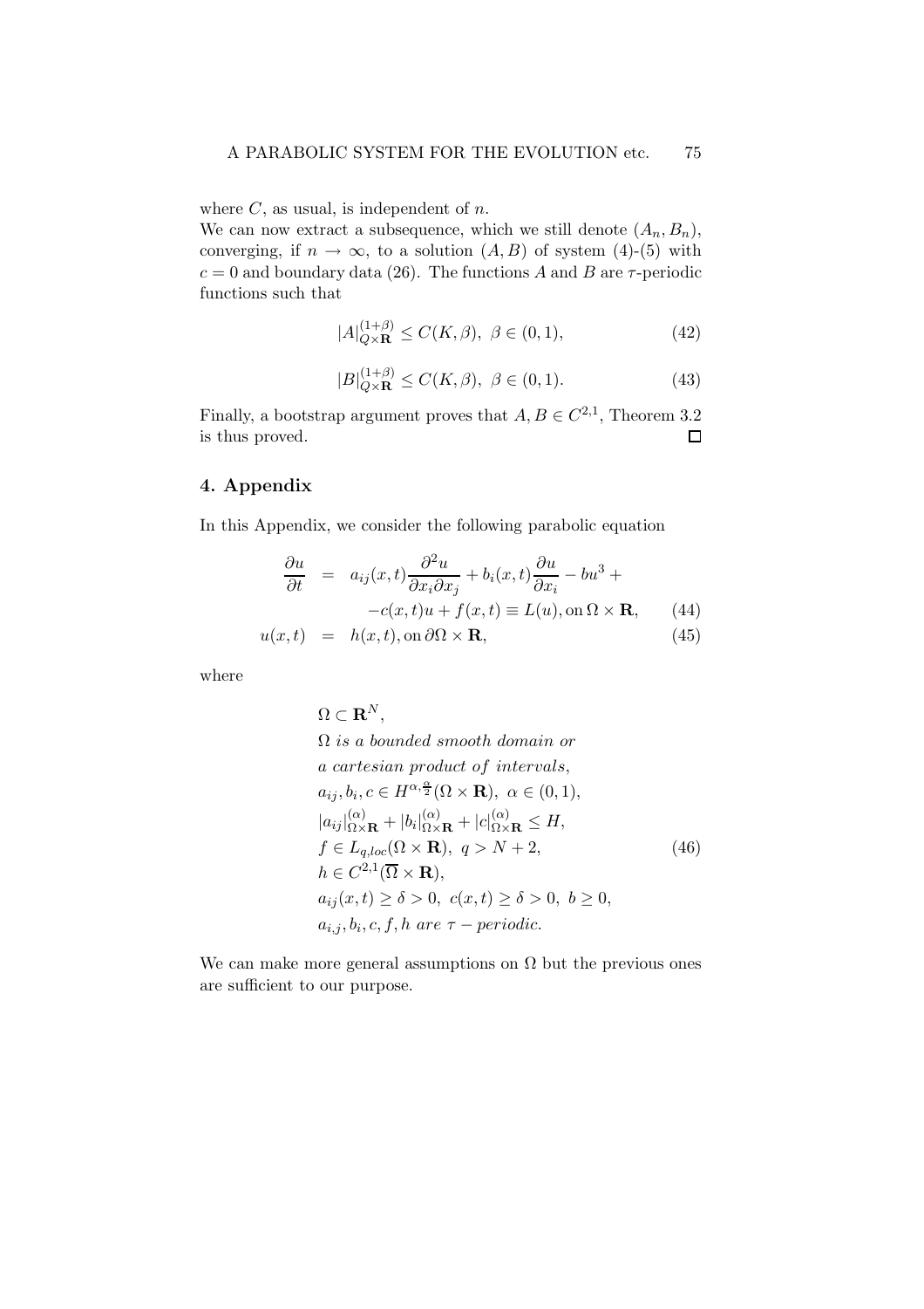where $C$, as usual, is independent of $n$.
We can now extract a subsequence, which we still denote $(A_n, B_n)$, converging, if $n \to \infty$, to a solution $(A, B)$ of system (4)-(5) with $c = 0$ and boundary data (26). The functions $A$ and $B$ are $\tau$-periodic functions such that

$$|A|^{(1+\beta)}_{Q\times\mathbf{R}} \leq C(K, \beta),\ \beta \in (0, 1), \tag{42}$$

$$|B|^{(1+\beta)}_{Q\times\mathbf{R}} \leq C(K, \beta),\ \beta \in (0, 1). \tag{43}$$

Finally, a bootstrap argument proves that $A, B \in C^{2,1}$, Theorem 3.2 is thus proved. $\square$

## 4. Appendix

In this Appendix, we consider the following parabolic equation

$$\begin{aligned}
\frac{\partial u}{\partial t} &= a_{ij}(x,t)\frac{\partial^2 u}{\partial x_i \partial x_j} + b_i(x,t)\frac{\partial u}{\partial x_i} - bu^3 + \\
&\quad -c(x,t)u + f(x,t) \equiv L(u), \text{on}\, \Omega \times \mathbf{R}, \qquad (44)\\
u(x,t) &= h(x,t), \text{on}\, \partial\Omega \times \mathbf{R}, \qquad (45)
\end{aligned}$$

where

$$\begin{aligned}
&\Omega \subset \mathbf{R}^N,\\
&\Omega \textit{ is a bounded smooth domain or}\\
&\textit{a cartesian product of intervals},\\
&a_{ij}, b_i, c \in H^{\alpha,\frac{\alpha}{2}}(\Omega \times \mathbf{R}),\ \alpha \in (0,1),\\
&|a_{ij}|^{(\alpha)}_{\Omega\times\mathbf{R}} + |b_i|^{(\alpha)}_{\Omega\times\mathbf{R}} + |c|^{(\alpha)}_{\Omega\times\mathbf{R}} \leq H,\\
&f \in L_{q,loc}(\Omega \times \mathbf{R}),\ q > N+2, \qquad (46)\\
&h \in C^{2,1}(\overline{\Omega} \times \mathbf{R}),\\
&a_{ij}(x,t) \geq \delta > 0,\ c(x,t) \geq \delta > 0,\ b \geq 0,\\
&a_{i,j}, b_i, c, f, h \textit{ are } \tau-\textit{periodic}.
\end{aligned}$$

We can make more general assumptions on $\Omega$ but the previous ones are sufficient to our purpose.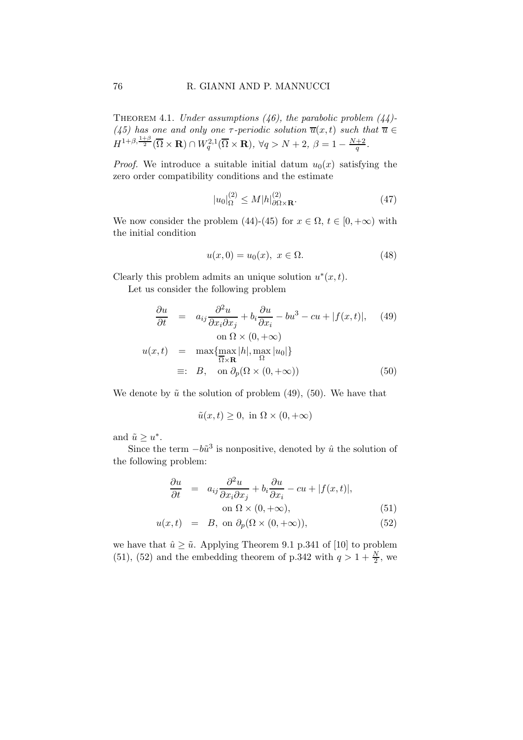**Theorem 4.1.** *Under assumptions (46), the parabolic problem (44)-(45) has one and only one $\tau$-periodic solution $\overline{u}(x,t)$ such that $\overline{u} \in H^{1+\beta,\frac{1+\beta}{2}}(\overline{\Omega} \times \mathbf{R}) \cap W_q^{2,1}(\overline{\Omega} \times \mathbf{R})$, $\forall q > N+2$, $\beta = 1 - \frac{N+2}{q}$.*

*Proof.* We introduce a suitable initial datum $u_0(x)$ satisfying the zero order compatibility conditions and the estimate

$$|u_0|_{\Omega}^{(2)} \leq M|h|_{\partial\Omega\times\mathbf{R}}^{(2)}. \tag{47}$$

We now consider the problem (44)-(45) for $x \in \Omega$, $t \in [0, +\infty)$ with the initial condition

$$u(x,0) = u_0(x), \ x \in \Omega. \tag{48}$$

Clearly this problem admits an unique solution $u^*(x,t)$.

Let us consider the following problem

$$\frac{\partial u}{\partial t} = a_{ij}\frac{\partial^2 u}{\partial x_i \partial x_j} + b_i \frac{\partial u}{\partial x_i} - bu^3 - cu + |f(x,t)|, \quad \text{on } \Omega \times (0,+\infty) \tag{49}$$

$$u(x,t) = \max\{\max_{\overline{\Omega}\times\mathbf{R}} |h|, \max_{\Omega} |u_0|\} \equiv: B, \quad \text{on } \partial_p(\Omega \times (0,+\infty)) \tag{50}$$

We denote by $\tilde{u}$ the solution of problem (49), (50). We have that

$$\tilde{u}(x,t) \geq 0, \text{ in } \Omega \times (0,+\infty)$$

and $\tilde{u} \geq u^*$.

Since the term $-b\tilde{u}^3$ is nonpositive, denoted by $\hat{u}$ the solution of the following problem:

$$\frac{\partial u}{\partial t} = a_{ij}\frac{\partial^2 u}{\partial x_i \partial x_j} + b_i \frac{\partial u}{\partial x_i} - cu + |f(x,t)|, \quad \text{on } \Omega \times (0,+\infty), \tag{51}$$

$$u(x,t) = B, \text{ on } \partial_p(\Omega \times (0,+\infty)), \tag{52}$$

we have that $\hat{u} \geq \tilde{u}$. Applying Theorem 9.1 p.341 of [10] to problem (51), (52) and the embedding theorem of p.342 with $q > 1 + \frac{N}{2}$, we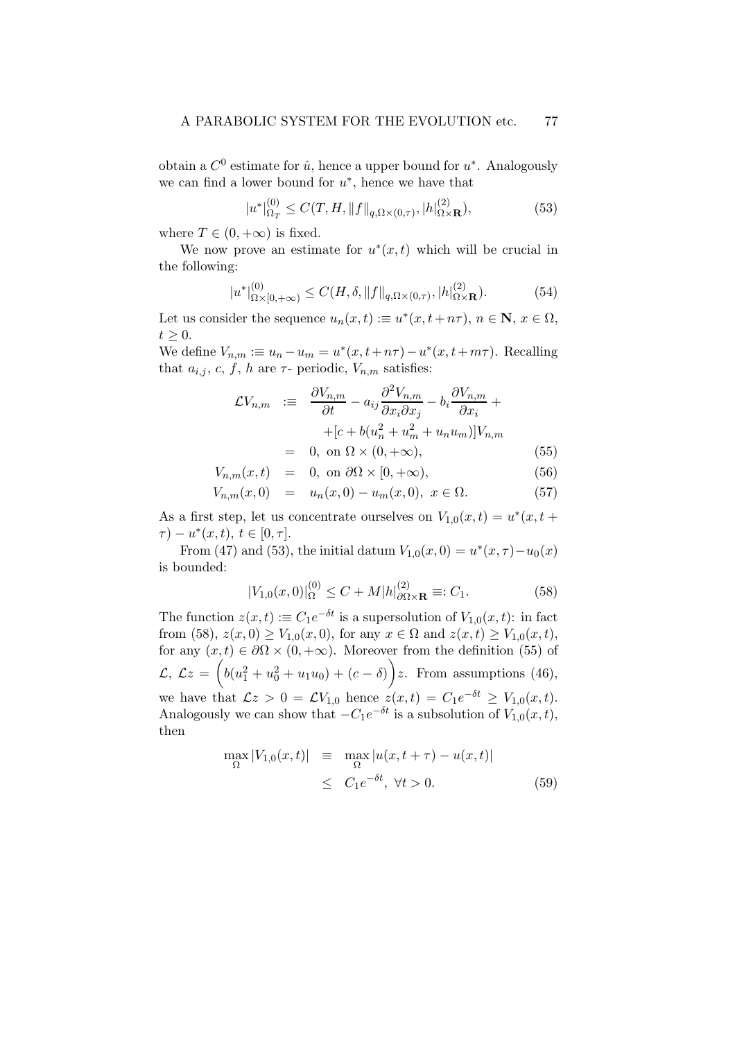obtain a $C^0$ estimate for $\hat{u}$, hence a upper bound for $u^*$. Analogously we can find a lower bound for $u^*$, hence we have that

$$|u^*|^{(0)}_{\Omega_T} \leq C(T, H, \|f\|_{q,\Omega\times(0,\tau)}, |h|^{(2)}_{\Omega\times\mathbf{R}}), \tag{53}$$

where $T \in (0, +\infty)$ is fixed.

We now prove an estimate for $u^*(x,t)$ which will be crucial in the following:

$$|u^*|^{(0)}_{\Omega\times[0,+\infty)} \leq C(H, \delta, \|f\|_{q,\Omega\times(0,\tau)}, |h|^{(2)}_{\Omega\times\mathbf{R}}). \tag{54}$$

Let us consider the sequence $u_n(x,t) := u^*(x, t+n\tau)$, $n \in \mathbf{N}$, $x \in \Omega$, $t \geq 0$.

We define $V_{n,m} :\equiv u_n - u_m = u^*(x, t+n\tau) - u^*(x, t+m\tau)$. Recalling that $a_{i,j}$, $c$, $f$, $h$ are $\tau$- periodic, $V_{n,m}$ satisfies:

$$\begin{aligned}
\mathcal{L}V_{n,m} \;&:\equiv\; \frac{\partial V_{n,m}}{\partial t} - a_{ij}\frac{\partial^2 V_{n,m}}{\partial x_i \partial x_j} - b_i \frac{\partial V_{n,m}}{\partial x_i} + \\
&\quad + [c + b(u_n^2 + u_m^2 + u_n u_m)]V_{n,m} \\
&= \; 0, \text{ on } \Omega \times (0, +\infty), 
\end{aligned} \tag{55}$$

$$V_{n,m}(x,t) = 0, \text{ on } \partial\Omega \times [0, +\infty), \tag{56}$$

$$V_{n,m}(x,0) = u_n(x,0) - u_m(x,0), \; x \in \Omega. \tag{57}$$

As a first step, let us concentrate ourselves on $V_{1,0}(x,t) = u^*(x, t+\tau) - u^*(x,t)$, $t \in [0, \tau]$.

From (47) and (53), the initial datum $V_{1,0}(x,0) = u^*(x,\tau) - u_0(x)$ is bounded:

$$|V_{1,0}(x,0)|^{(0)}_{\Omega} \leq C + M|h|^{(2)}_{\partial\Omega\times\mathbf{R}} \equiv: C_1. \tag{58}$$

The function $z(x,t) :\equiv C_1 e^{-\delta t}$ is a supersolution of $V_{1,0}(x,t)$: in fact from (58), $z(x,0) \geq V_{1,0}(x,0)$, for any $x \in \Omega$ and $z(x,t) \geq V_{1,0}(x,t)$, for any $(x,t) \in \partial\Omega \times (0, +\infty)$. Moreover from the definition (55) of $\mathcal{L}$, $\mathcal{L}z = \Big(b(u_1^2 + u_0^2 + u_1 u_0) + (c - \delta)\Big)z$. From assumptions (46), we have that $\mathcal{L}z > 0 = \mathcal{L}V_{1,0}$ hence $z(x,t) = C_1 e^{-\delta t} \geq V_{1,0}(x,t)$. Analogously we can show that $-C_1 e^{-\delta t}$ is a subsolution of $V_{1,0}(x,t)$, then

$$\begin{aligned}
\max_{\Omega} |V_{1,0}(x,t)| \;&\equiv\; \max_{\Omega} |u(x, t+\tau) - u(x,t)| \\
&\leq\; C_1 e^{-\delta t}, \; \forall t > 0.
\end{aligned} \tag{59}$$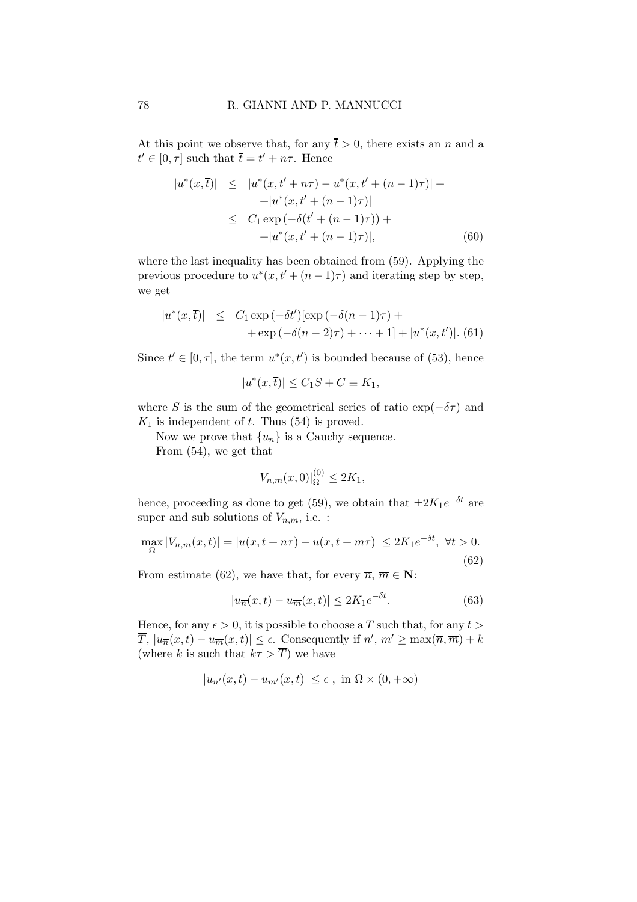At this point we observe that, for any $\overline{t} > 0$, there exists an $n$ and a $t' \in [0, \tau]$ such that $\overline{t} = t' + n\tau$. Hence

$$
\begin{aligned}
|u^*(x, \overline{t})| &\leq |u^*(x, t' + n\tau) - u^*(x, t' + (n-1)\tau)| + \\
&\quad + |u^*(x, t' + (n-1)\tau)| \\
&\leq C_1 \exp\left(-\delta(t' + (n-1)\tau)\right) + \\
&\quad + |u^*(x, t' + (n-1)\tau)|,
\end{aligned}
\tag{60}
$$

where the last inequality has been obtained from (59). Applying the previous procedure to $u^*(x, t' + (n-1)\tau)$ and iterating step by step, we get

$$
\begin{aligned}
|u^*(x, \overline{t})| &\leq C_1 \exp\left(-\delta t'\right)[\exp\left(-\delta(n-1)\tau\right) + \\
&\quad + \exp\left(-\delta(n-2)\tau\right) + \cdots + 1] + |u^*(x, t')|.
\end{aligned}
\tag{61}
$$

Since $t' \in [0, \tau]$, the term $u^*(x, t')$ is bounded because of (53), hence

$$
|u^*(x, \overline{t})| \leq C_1 S + C \equiv K_1,
$$

where $S$ is the sum of the geometrical series of ratio $\exp(-\delta\tau)$ and $K_1$ is independent of $\overline{t}$. Thus (54) is proved.

Now we prove that $\{u_n\}$ is a Cauchy sequence.

From (54), we get that

$$
|V_{n,m}(x, 0)|_{\Omega}^{(0)} \leq 2K_1,
$$

hence, proceeding as done to get (59), we obtain that $\pm 2K_1 e^{-\delta t}$ are super and sub solutions of $V_{n,m}$, i.e. :

$$
\max_{\Omega} |V_{n,m}(x, t)| = |u(x, t + n\tau) - u(x, t + m\tau)| \leq 2K_1 e^{-\delta t}, \ \forall t > 0.
\tag{62}
$$

From estimate (62), we have that, for every $\overline{n}$, $\overline{m} \in \mathbf{N}$:

$$
|u_{\overline{n}}(x, t) - u_{\overline{m}}(x, t)| \leq 2K_1 e^{-\delta t}.
\tag{63}
$$

Hence, for any $\epsilon > 0$, it is possible to choose a $\overline{T}$ such that, for any $t > \overline{T}$, $|u_{\overline{n}}(x, t) - u_{\overline{m}}(x, t)| \leq \epsilon$. Consequently if $n'$, $m' \geq \max(\overline{n}, \overline{m}) + k$ (where $k$ is such that $k\tau > \overline{T}$) we have

$$
|u_{n'}(x, t) - u_{m'}(x, t)| \leq \epsilon \ , \ \text{in } \Omega \times (0, +\infty)
$$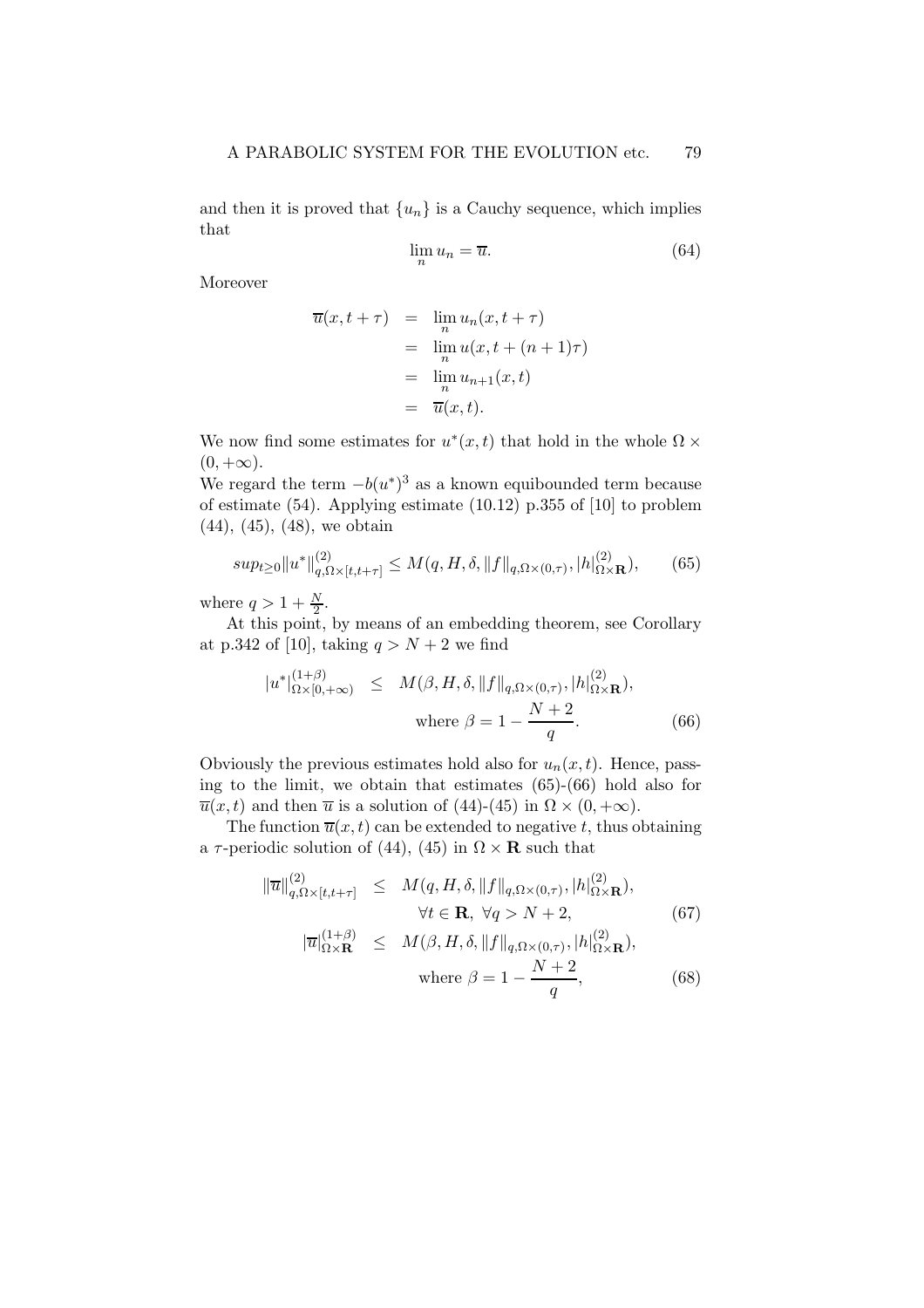and then it is proved that $\{u_n\}$ is a Cauchy sequence, which implies that

$$\lim_n u_n = \overline{u}. \tag{64}$$

Moreover

$$\begin{aligned}
\overline{u}(x, t+\tau) &= \lim_n u_n(x, t+\tau) \\
&= \lim_n u(x, t+(n+1)\tau) \\
&= \lim_n u_{n+1}(x, t) \\
&= \overline{u}(x, t).
\end{aligned}$$

We now find some estimates for $u^*(x,t)$ that hold in the whole $\Omega \times (0, +\infty)$.

We regard the term $-b(u^*)^3$ as a known equibounded term because of estimate (54). Applying estimate (10.12) p.355 of [10] to problem (44), (45), (48), we obtain

$$sup_{t\geq 0} \|u^*\|^{(2)}_{q,\Omega\times[t,t+\tau]} \leq M(q, H, \delta, \|f\|_{q,\Omega\times(0,\tau)}, |h|^{(2)}_{\Omega\times\mathbf{R}}), \tag{65}$$

where $q > 1 + \frac{N}{2}$.

At this point, by means of an embedding theorem, see Corollary at p.342 of [10], taking $q > N+2$ we find

$$|u^*|^{(1+\beta)}_{\Omega\times[0,+\infty)} \leq M(\beta, H, \delta, \|f\|_{q,\Omega\times(0,\tau)}, |h|^{(2)}_{\Omega\times\mathbf{R}}), \quad \text{where } \beta = 1 - \frac{N+2}{q}. \tag{66}$$

Obviously the previous estimates hold also for $u_n(x,t)$. Hence, passing to the limit, we obtain that estimates (65)-(66) hold also for $\overline{u}(x,t)$ and then $\overline{u}$ is a solution of (44)-(45) in $\Omega \times (0, +\infty)$.

The function $\overline{u}(x,t)$ can be extended to negative $t$, thus obtaining a $\tau$-periodic solution of (44), (45) in $\Omega \times \mathbf{R}$ such that

$$\|\overline{u}\|^{(2)}_{q,\Omega\times[t,t+\tau]} \leq M(q, H, \delta, \|f\|_{q,\Omega\times(0,\tau)}, |h|^{(2)}_{\Omega\times\mathbf{R}}), \quad \forall t \in \mathbf{R},\ \forall q > N+2, \tag{67}$$

$$|\overline{u}|^{(1+\beta)}_{\Omega\times\mathbf{R}} \leq M(\beta, H, \delta, \|f\|_{q,\Omega\times(0,\tau)}, |h|^{(2)}_{\Omega\times\mathbf{R}}), \quad \text{where } \beta = 1 - \frac{N+2}{q}, \tag{68}$$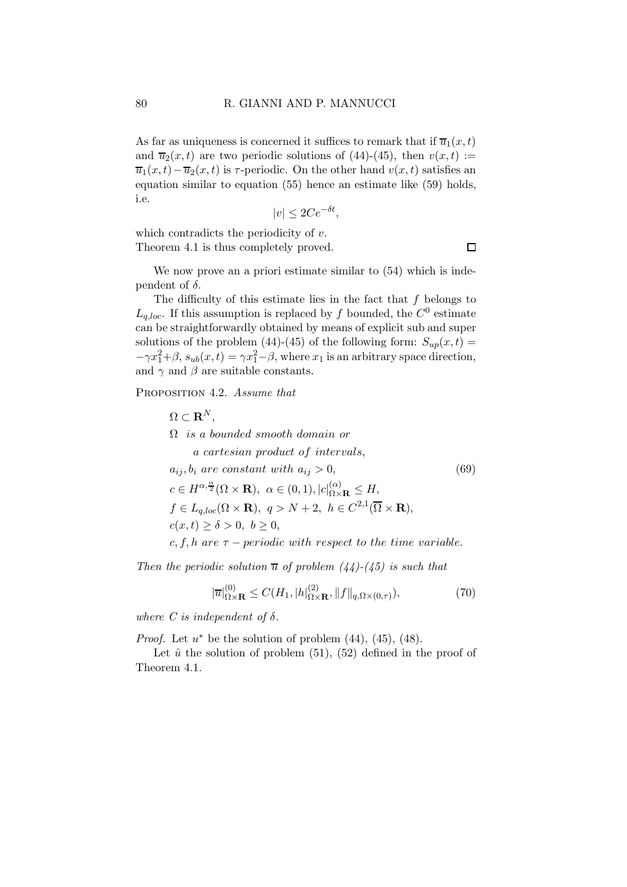As far as uniqueness is concerned it suffices to remark that if $\overline{u}_1(x,t)$ and $\overline{u}_2(x,t)$ are two periodic solutions of (44)-(45), then $v(x,t) := \overline{u}_1(x,t) - \overline{u}_2(x,t)$ is $\tau$-periodic. On the other hand $v(x,t)$ satisfies an equation similar to equation (55) hence an estimate like (59) holds, i.e.

$$|v| \leq 2Ce^{-\delta t},$$

which contradicts the periodicity of $v$.
Theorem 4.1 is thus completely proved. $\square$

We now prove an a priori estimate similar to (54) which is independent of $\delta$.

The difficulty of this estimate lies in the fact that $f$ belongs to $L_{q,loc}$. If this assumption is replaced by $f$ bounded, the $C^0$ estimate can be straightforwardly obtained by means of explicit sub and super solutions of the problem (44)-(45) of the following form: $S_{up}(x,t) = -\gamma x_1^2 + \beta$, $s_{ub}(x,t) = \gamma x_1^2 - \beta$, where $x_1$ is an arbitrary space direction, and $\gamma$ and $\beta$ are suitable constants.

Proposition 4.2. *Assume that*

$$\begin{aligned}
&\Omega \subset \mathbf{R}^N, \\
&\Omega \ \ \textit{is a bounded smooth domain or} \\
&\qquad \textit{a cartesian product of intervals}, \\
&a_{ij}, b_i \ \textit{are constant with} \ a_{ij} > 0, \\
&c \in H^{\alpha,\frac{\alpha}{2}}(\Omega \times \mathbf{R}), \ \alpha \in (0,1), |c|^{(\alpha)}_{\Omega\times\mathbf{R}} \leq H, \\
&f \in L_{q,loc}(\Omega \times \mathbf{R}), \ q > N+2, \ h \in C^{2,1}(\overline{\Omega} \times \mathbf{R}), \\
&c(x,t) \geq \delta > 0, \ b \geq 0, \\
&c, f, h \ \textit{are} \ \tau-\textit{periodic with respect to the time variable.}
\end{aligned} \tag{69}$$

*Then the periodic solution $\overline{u}$ of problem (44)-(45) is such that*

$$|\overline{u}|^{(0)}_{\Omega\times\mathbf{R}} \leq C(H_1, |h|^{(2)}_{\Omega\times\mathbf{R}}, \|f\|_{q,\Omega\times(0,\tau)}), \tag{70}$$

*where $C$ is independent of $\delta$.*

*Proof.* Let $u^*$ be the solution of problem (44), (45), (48).

Let $\hat{u}$ the solution of problem (51), (52) defined in the proof of Theorem 4.1.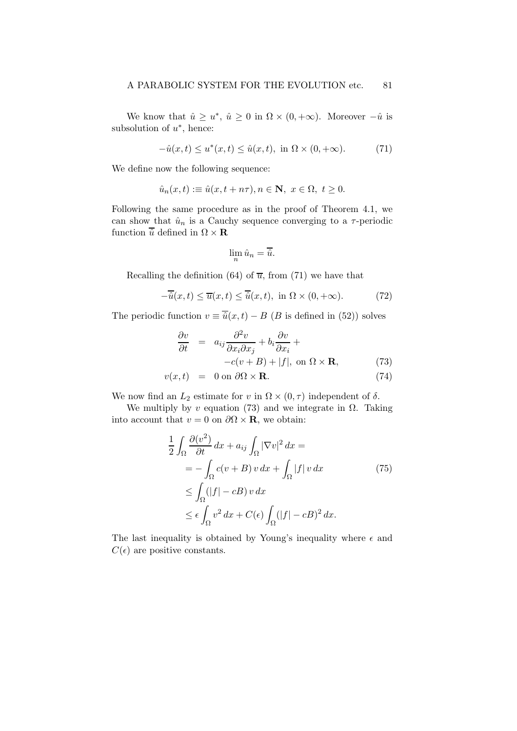We know that $\hat{u} \geq u^*$, $\hat{u} \geq 0$ in $\Omega \times (0, +\infty)$. Moreover $-\hat{u}$ is subsolution of $u^*$, hence:

$$-\hat{u}(x,t) \leq u^*(x,t) \leq \hat{u}(x,t), \text{ in } \Omega \times (0, +\infty). \tag{71}$$

We define now the following sequence:

$$\hat{u}_n(x,t) :\equiv \hat{u}(x, t + n\tau), n \in \mathbf{N}, \ x \in \Omega, \ t \geq 0.$$

Following the same procedure as in the proof of Theorem 4.1, we can show that $\hat{u}_n$ is a Cauchy sequence converging to a $\tau$-periodic function $\overline{\hat{u}}$ defined in $\Omega \times \mathbf{R}$

$$\lim_n \hat{u}_n = \overline{\hat{u}}.$$

Recalling the definition (64) of $\overline{u}$, from (71) we have that

$$-\overline{\hat{u}}(x,t) \leq \overline{u}(x,t) \leq \overline{\hat{u}}(x,t), \text{ in } \Omega \times (0, +\infty). \tag{72}$$

The periodic function $v \equiv \overline{\hat{u}}(x,t) - B$ ($B$ is defined in (52)) solves

$$\begin{aligned}
\frac{\partial v}{\partial t} &= a_{ij} \frac{\partial^2 v}{\partial x_i \partial x_j} + b_i \frac{\partial v}{\partial x_i} + \\
&\qquad -c(v + B) + |f|, \text{ on } \Omega \times \mathbf{R}, &(73)\\
v(x,t) &= 0 \text{ on } \partial\Omega \times \mathbf{R}. &(74)
\end{aligned}$$

We now find an $L_2$ estimate for $v$ in $\Omega \times (0, \tau)$ independent of $\delta$.

We multiply by $v$ equation (73) and we integrate in $\Omega$. Taking into account that $v = 0$ on $\partial\Omega \times \mathbf{R}$, we obtain:

$$\begin{aligned}
\frac{1}{2} \int_\Omega \frac{\partial (v^2)}{\partial t} \, dx + a_{ij} \int_\Omega |\nabla v|^2 \, dx &= \\
= -\int_\Omega c(v + B) \, v \, dx &+ \int_\Omega |f| \, v \, dx \qquad (75)\\
\leq \int_\Omega (|f| - cB) \, v \, dx & \\
\leq \epsilon \int_\Omega v^2 \, dx &+ C(\epsilon) \int_\Omega (|f| - cB)^2 \, dx.
\end{aligned}$$

The last inequality is obtained by Young's inequality where $\epsilon$ and $C(\epsilon)$ are positive constants.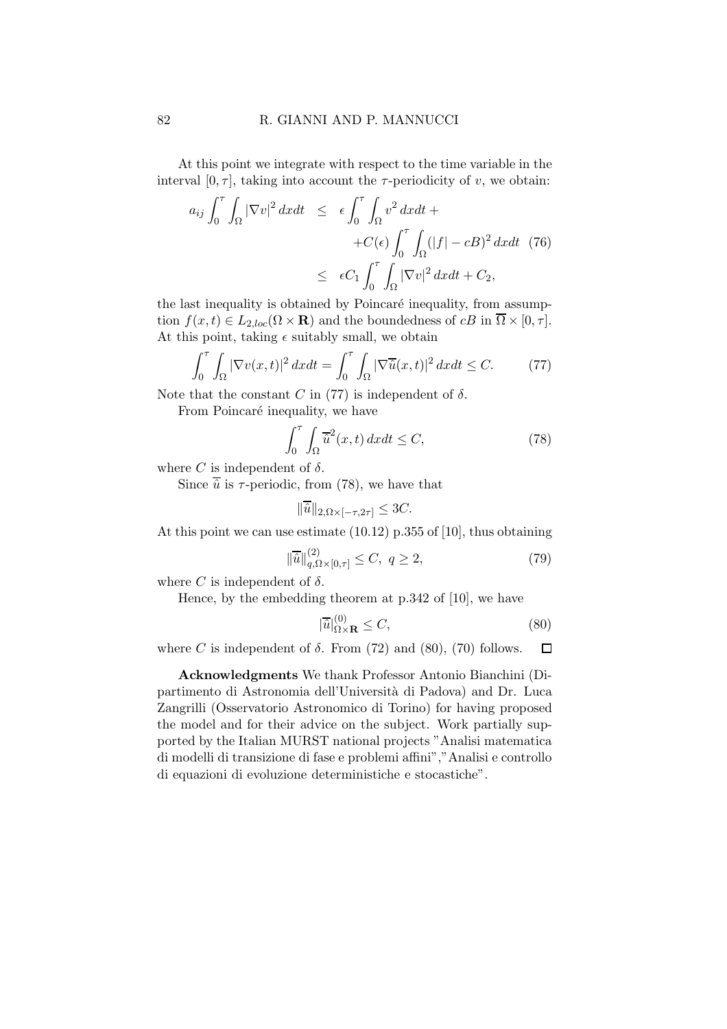At this point we integrate with respect to the time variable in the interval $[0, \tau]$, taking into account the $\tau$-periodicity of $v$, we obtain:

$$
\begin{aligned}
a_{ij} \int_0^\tau \int_\Omega |\nabla v|^2 \, dxdt &\leq \epsilon \int_0^\tau \int_\Omega v^2 \, dxdt + \\
&\quad + C(\epsilon) \int_0^\tau \int_\Omega (|f| - cB)^2 \, dxdt \quad (76) \\
&\leq \epsilon C_1 \int_0^\tau \int_\Omega |\nabla v|^2 \, dxdt + C_2,
\end{aligned}
$$

the last inequality is obtained by Poincaré inequality, from assumption $f(x,t) \in L_{2,loc}(\Omega \times \mathbf{R})$ and the boundedness of $cB$ in $\overline{\Omega} \times [0, \tau]$. At this point, taking $\epsilon$ suitably small, we obtain

$$
\int_0^\tau \int_\Omega |\nabla v(x,t)|^2 \, dxdt = \int_0^\tau \int_\Omega |\nabla \overline{\hat{u}}(x,t)|^2 \, dxdt \leq C. \tag{77}
$$

Note that the constant $C$ in (77) is independent of $\delta$.

From Poincaré inequality, we have

$$
\int_0^\tau \int_\Omega \overline{\hat{u}}^2(x,t) \, dxdt \leq C, \tag{78}
$$

where $C$ is independent of $\delta$.

Since $\overline{\hat{u}}$ is $\tau$-periodic, from (78), we have that

$$
\|\overline{\hat{u}}\|_{2,\Omega \times [-\tau, 2\tau]} \leq 3C.
$$

At this point we can use estimate (10.12) p.355 of [10], thus obtaining

$$
\|\overline{\hat{u}}\|^{(2)}_{q,\Omega \times [0,\tau]} \leq C, \; q \geq 2, \tag{79}
$$

where $C$ is independent of $\delta$.

Hence, by the embedding theorem at p.342 of [10], we have

$$
|\overline{\hat{u}}|^{(0)}_{\Omega \times \mathbf{R}} \leq C, \tag{80}
$$

where $C$ is independent of $\delta$. From (72) and (80), (70) follows. $\square$

**Acknowledgments** We thank Professor Antonio Bianchini (Dipartimento di Astronomia dell'Università di Padova) and Dr. Luca Zangrilli (Osservatorio Astronomico di Torino) for having proposed the model and for their advice on the subject. Work partially supported by the Italian MURST national projects "Analisi matematica di modelli di transizione di fase e problemi affini","Analisi e controllo di equazioni di evoluzione deterministiche e stocastiche".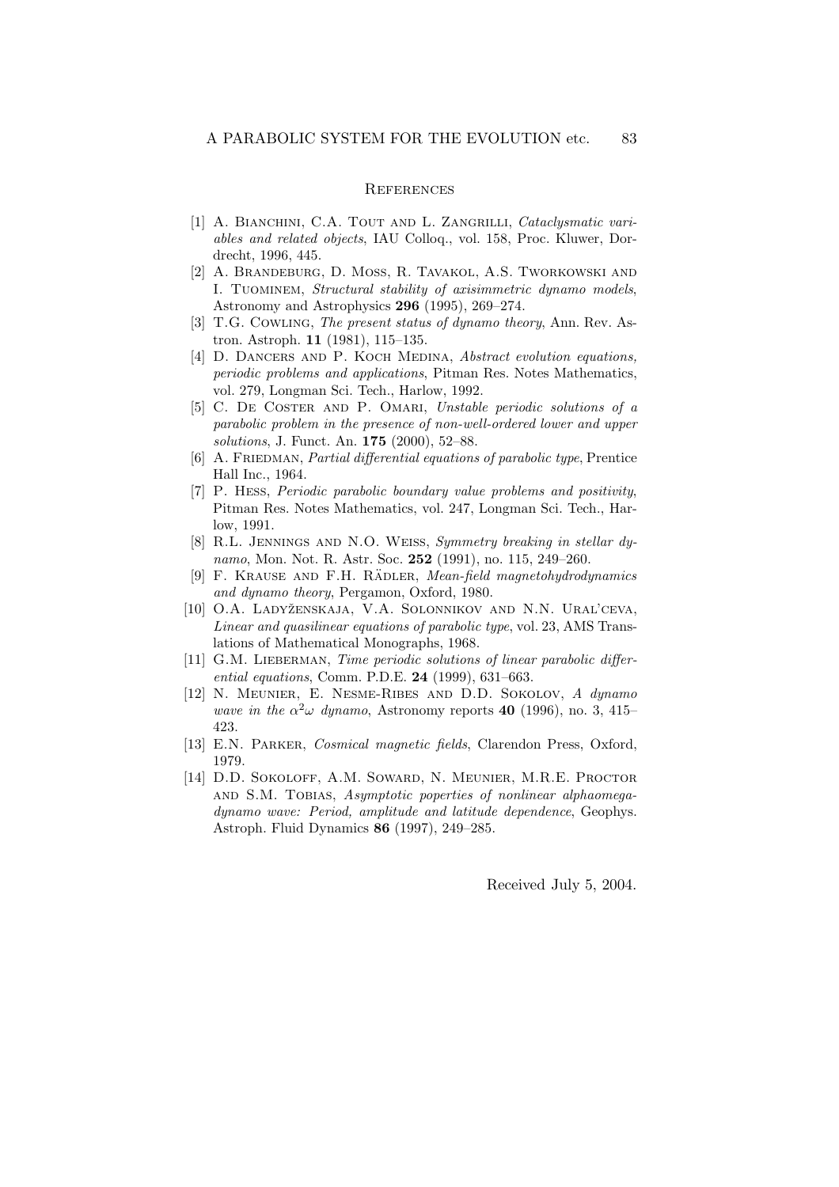## References

[1] A. Bianchini, C.A. Tout and L. Zangrilli, *Cataclysmatic variables and related objects*, IAU Colloq., vol. 158, Proc. Kluwer, Dordrecht, 1996, 445.

[2] A. Brandeburg, D. Moss, R. Tavakol, A.S. Tworkowski and I. Tuominem, *Structural stability of axisimmetric dynamo models*, Astronomy and Astrophysics **296** (1995), 269–274.

[3] T.G. Cowling, *The present status of dynamo theory*, Ann. Rev. Astron. Astroph. **11** (1981), 115–135.

[4] D. Dancers and P. Koch Medina, *Abstract evolution equations, periodic problems and applications*, Pitman Res. Notes Mathematics, vol. 279, Longman Sci. Tech., Harlow, 1992.

[5] C. De Coster and P. Omari, *Unstable periodic solutions of a parabolic problem in the presence of non-well-ordered lower and upper solutions*, J. Funct. An. **175** (2000), 52–88.

[6] A. Friedman, *Partial differential equations of parabolic type*, Prentice Hall Inc., 1964.

[7] P. Hess, *Periodic parabolic boundary value problems and positivity*, Pitman Res. Notes Mathematics, vol. 247, Longman Sci. Tech., Harlow, 1991.

[8] R.L. Jennings and N.O. Weiss, *Symmetry breaking in stellar dynamo*, Mon. Not. R. Astr. Soc. **252** (1991), no. 115, 249–260.

[9] F. Krause and F.H. Rädler, *Mean-field magnetohydrodynamics and dynamo theory*, Pergamon, Oxford, 1980.

[10] O.A. Ladyženskaja, V.A. Solonnikov and N.N. Ural'ceva, *Linear and quasilinear equations of parabolic type*, vol. 23, AMS Translations of Mathematical Monographs, 1968.

[11] G.M. Lieberman, *Time periodic solutions of linear parabolic differential equations*, Comm. P.D.E. **24** (1999), 631–663.

[12] N. Meunier, E. Nesme-Ribes and D.D. Sokolov, *A dynamo wave in the $\alpha^2\omega$ dynamo*, Astronomy reports **40** (1996), no. 3, 415–423.

[13] E.N. Parker, *Cosmical magnetic fields*, Clarendon Press, Oxford, 1979.

[14] D.D. Sokoloff, A.M. Soward, N. Meunier, M.R.E. Proctor and S.M. Tobias, *Asymptotic poperties of nonlinear alphaomega-dynamo wave: Period, amplitude and latitude dependence*, Geophys. Astroph. Fluid Dynamics **86** (1997), 249–285.

Received July 5, 2004.